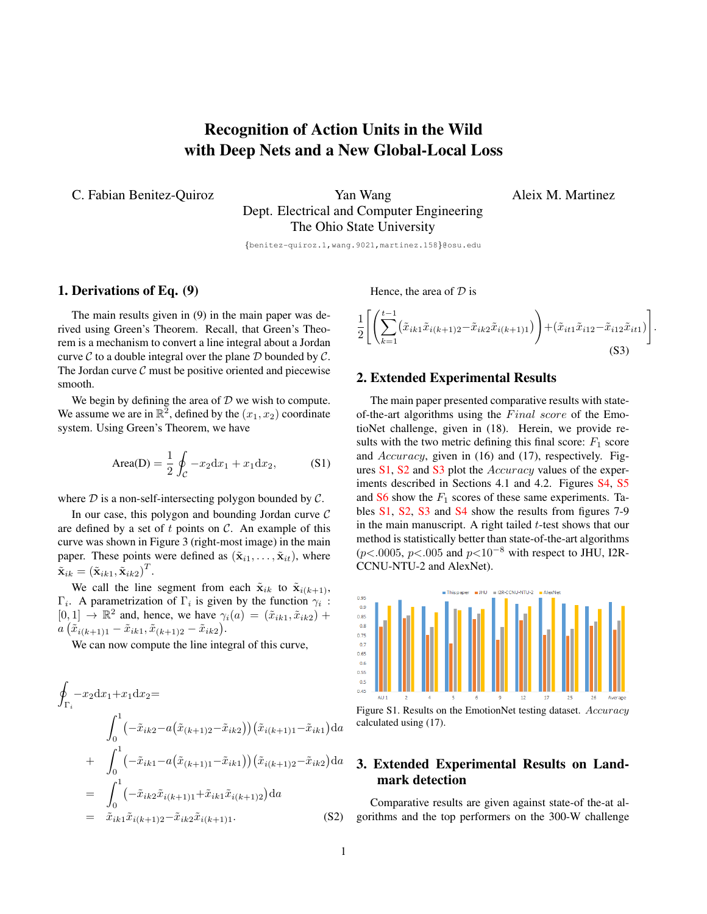# Recognition of Action Units in the Wild with Deep Nets and a New Global-Local Loss

C. Fabian Benitez-Quiroz  Yan Wang  Aleix M. Martinez

Dept. Electrical and Computer Engineering
The Ohio State University

{benitez-quiroz.1,wang.9021,martinez.158}@osu.edu

## 1. Derivations of Eq. (9)

The main results given in (9) in the main paper was derived using Green's Theorem. Recall, that Green's Theorem is a mechanism to convert a line integral about a Jordan curve $\mathcal{C}$ to a double integral over the plane $\mathcal{D}$ bounded by $\mathcal{C}$. The Jordan curve $\mathcal{C}$ must be positive oriented and piecewise smooth.

We begin by defining the area of $\mathcal{D}$ we wish to compute. We assume we are in $\mathbb{R}^2$, defined by the $(x_1, x_2)$ coordinate system. Using Green's Theorem, we have

$$\text{Area(D)} = \frac{1}{2}\oint_{\mathcal{C}} -x_2 \mathrm{d}x_1 + x_1 \mathrm{d}x_2, \tag{S1}$$

where $\mathcal{D}$ is a non-self-intersecting polygon bounded by $\mathcal{C}$.

In our case, this polygon and bounding Jordan curve $\mathcal{C}$ are defined by a set of $t$ points on $\mathcal{C}$. An example of this curve was shown in Figure 3 (right-most image) in the main paper. These points were defined as $(\tilde{\mathbf{x}}_{i1}, \dots, \tilde{\mathbf{x}}_{it})$, where $\tilde{\mathbf{x}}_{ik} = (\tilde{\mathbf{x}}_{ik1}, \tilde{\mathbf{x}}_{ik2})^T$.

We call the line segment from each $\tilde{\mathbf{x}}_{ik}$ to $\tilde{\mathbf{x}}_{i(k+1)}$, $\Gamma_i$. A parametrization of $\Gamma_i$ is given by the function $\gamma_i : [0,1] \to \mathbb{R}^2$ and, hence, we have $\gamma_i(a) = (\tilde{x}_{ik1}, \tilde{x}_{ik2}) + a\left(\tilde{x}_{i(k+1)1} - \tilde{x}_{ik1}, \tilde{x}_{(k+1)2} - \tilde{x}_{ik2}\right)$.

We can now compute the line integral of this curve,

$$\begin{aligned}
\oint_{\Gamma_i} -x_2 \mathrm{d}x_1 + x_1 \mathrm{d}x_2 = & \\
& \int_0^1 \left(-\tilde{x}_{ik2} - a\left(\tilde{x}_{(k+1)2} - \tilde{x}_{ik2}\right)\right)\left(\tilde{x}_{i(k+1)1} - \tilde{x}_{ik1}\right)\mathrm{d}a \\
+ & \int_0^1 \left(-\tilde{x}_{ik1} - a\left(\tilde{x}_{(k+1)1} - \tilde{x}_{ik1}\right)\right)\left(\tilde{x}_{i(k+1)2} - \tilde{x}_{ik2}\right)\mathrm{d}a \\
= & \int_0^1 \left(-\tilde{x}_{ik2}\tilde{x}_{i(k+1)1} + \tilde{x}_{ik1}\tilde{x}_{i(k+1)2}\right)\mathrm{d}a \\
= & \ \tilde{x}_{ik1}\tilde{x}_{i(k+1)2} - \tilde{x}_{ik2}\tilde{x}_{i(k+1)1}.
\end{aligned} \tag{S2}$$

Hence, the area of $\mathcal{D}$ is

$$\frac{1}{2}\left[\left(\sum_{k=1}^{t-1}\left(\tilde{x}_{ik1}\tilde{x}_{i(k+1)2} - \tilde{x}_{ik2}\tilde{x}_{i(k+1)1}\right)\right) + \left(\tilde{x}_{it1}\tilde{x}_{i12} - \tilde{x}_{i12}\tilde{x}_{it1}\right)\right]. \tag{S3}$$

## 2. Extended Experimental Results

The main paper presented comparative results with state-of-the-art algorithms using the *Final score* of the EmotioNet challenge, given in (18). Herein, we provide results with the two metric defining this final score: $F_1$ score and *Accuracy*, given in (16) and (17), respectively. Figures S1, S2 and S3 plot the *Accuracy* values of the experiments described in Sections 4.1 and 4.2. Figures S4, S5 and S6 show the $F_1$ scores of these same experiments. Tables S1, S2, S3 and S4 show the results from figures 7-9 in the main manuscript. A right tailed $t$-test shows that our method is statistically better than state-of-the-art algorithms ($p<.0005$, $p<.005$ and $p<10^{-8}$ with respect to JHU, I2R-CCNU-NTU-2 and AlexNet).

Figure S1. Results on the EmotioNet testing dataset. *Accuracy* calculated using (17).

## 3. Extended Experimental Results on Landmark detection

Comparative results are given against state-of-the-at algorithms and the top performers on the 300-W challenge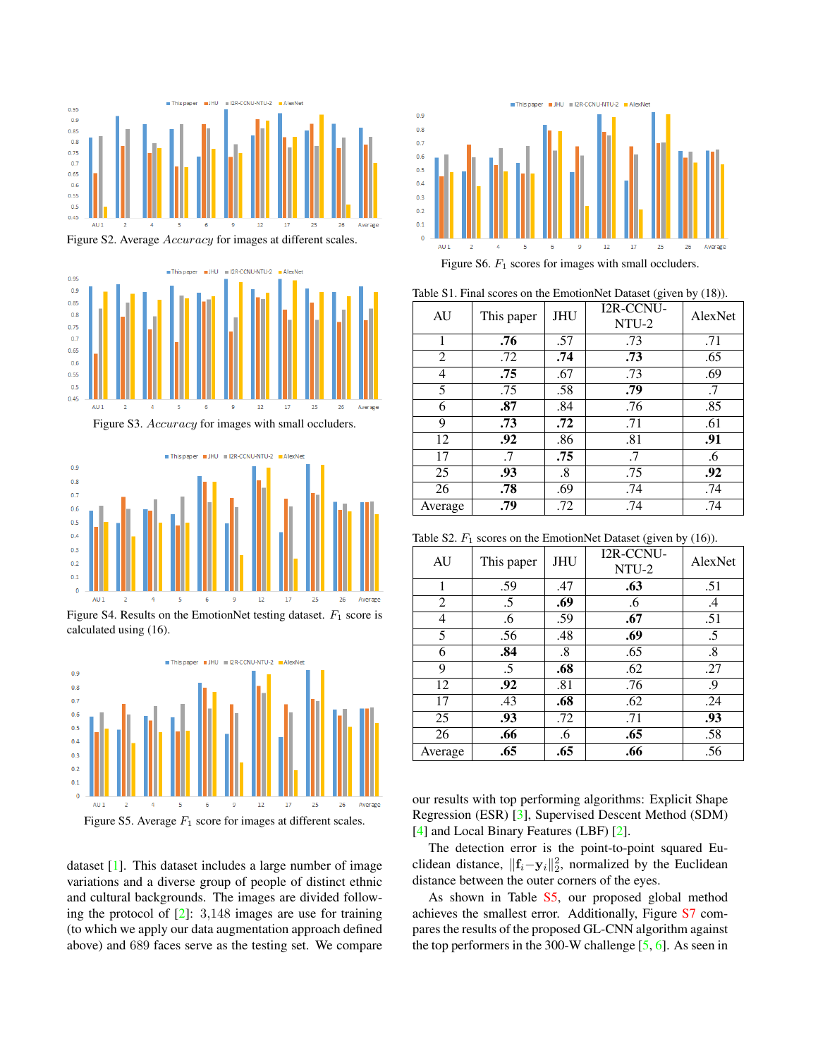Figure S2. Average *Accuracy* for images at different scales.

Figure S3. *Accuracy* for images with small occluders.

Figure S4. Results on the EmotionNet testing dataset. $F_1$ score is calculated using (16).

Figure S5. Average $F_1$ score for images at different scales.

dataset [1]. This dataset includes a large number of image variations and a diverse group of people of distinct ethnic and cultural backgrounds. The images are divided following the protocol of [2]: 3,148 images are use for training (to which we apply our data augmentation approach defined above) and 689 faces serve as the testing set. We compare

Figure S6. $F_1$ scores for images with small occluders.

Table S1. Final scores on the EmotionNet Dataset (given by (18)).

| AU | This paper | JHU | I2R-CCNU-NTU-2 | AlexNet |
|---|---|---|---|---|
| 1 | **.76** | .57 | .73 | .71 |
| 2 | .72 | **.74** | **.73** | .65 |
| 4 | **.75** | .67 | .73 | .69 |
| 5 | .75 | .58 | **.79** | .7 |
| 6 | **.87** | .84 | .76 | .85 |
| 9 | **.73** | **.72** | .71 | .61 |
| 12 | **.92** | .86 | .81 | **.91** |
| 17 | .7 | **.75** | .7 | .6 |
| 25 | **.93** | .8 | .75 | **.92** |
| 26 | **.78** | .69 | .74 | .74 |
| Average | **.79** | .72 | .74 | .74 |

Table S2. $F_1$ scores on the EmotionNet Dataset (given by (16)).

| AU | This paper | JHU | I2R-CCNU-NTU-2 | AlexNet |
|---|---|---|---|---|
| 1 | .59 | .47 | **.63** | .51 |
| 2 | .5 | **.69** | .6 | .4 |
| 4 | .6 | .59 | **.67** | .51 |
| 5 | .56 | .48 | **.69** | .5 |
| 6 | **.84** | .8 | .65 | .8 |
| 9 | .5 | **.68** | .62 | .27 |
| 12 | **.92** | .81 | .76 | .9 |
| 17 | .43 | **.68** | .62 | .24 |
| 25 | **.93** | .72 | .71 | **.93** |
| 26 | **.66** | .6 | **.65** | .58 |
| Average | **.65** | **.65** | **.66** | .56 |

our results with top performing algorithms: Explicit Shape Regression (ESR) [3], Supervised Descent Method (SDM) [4] and Local Binary Features (LBF) [2].

The detection error is the point-to-point squared Euclidean distance, $\|\mathbf{f}_i - \mathbf{y}_i\|_2^2$, normalized by the Euclidean distance between the outer corners of the eyes.

As shown in Table S5, our proposed global method achieves the smallest error. Additionally, Figure S7 compares the results of the proposed GL-CNN algorithm against the top performers in the 300-W challenge [5, 6]. As seen in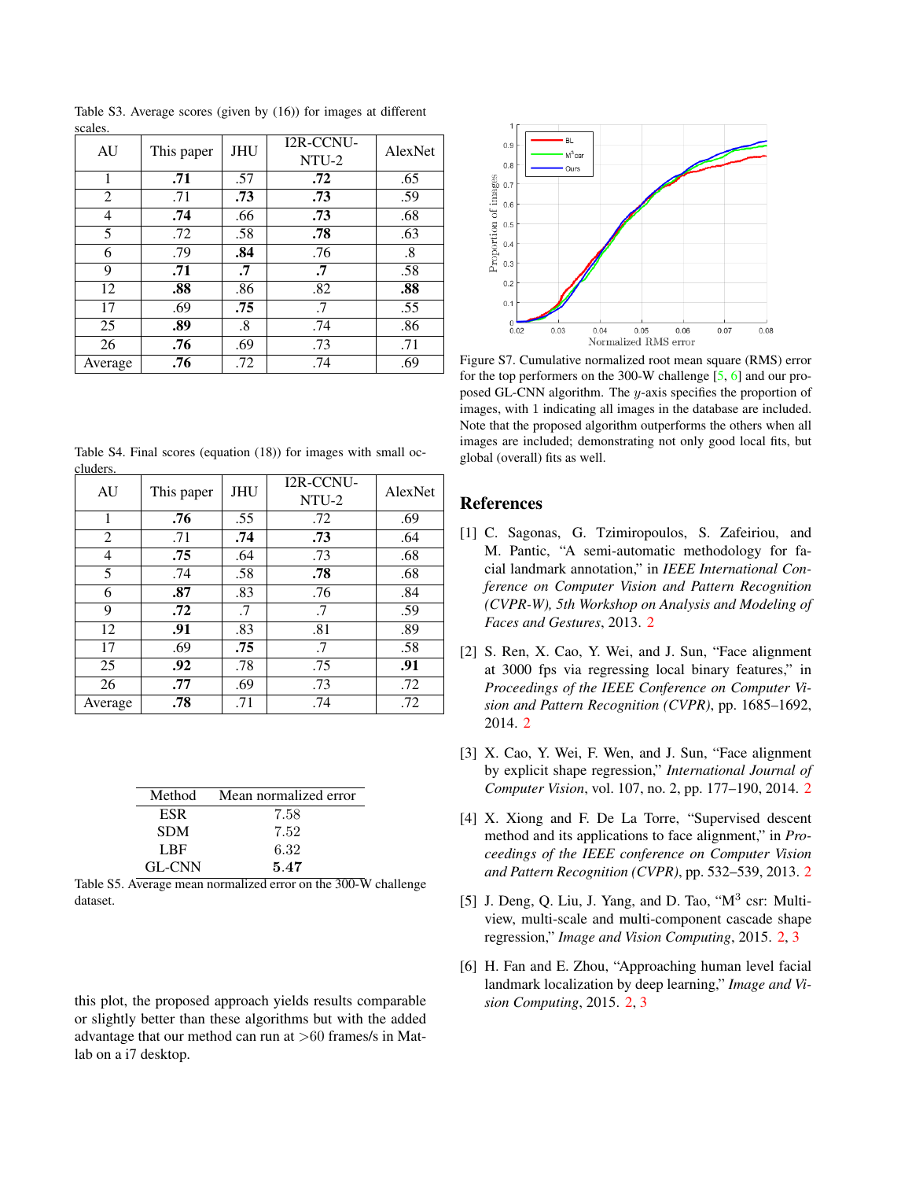Table S3. Average scores (given by (16)) for images at different scales.

| AU | This paper | JHU | I2R-CCNU-NTU-2 | AlexNet |
|---|---|---|---|---|
| 1 | **.71** | .57 | **.72** | .65 |
| 2 | .71 | **.73** | **.73** | .59 |
| 4 | **.74** | .66 | **.73** | .68 |
| 5 | .72 | .58 | **.78** | .63 |
| 6 | .79 | **.84** | .76 | .8 |
| 9 | **.71** | **.7** | **.7** | .58 |
| 12 | **.88** | .86 | .82 | **.88** |
| 17 | .69 | **.75** | .7 | .55 |
| 25 | **.89** | .8 | .74 | .86 |
| 26 | **.76** | .69 | .73 | .71 |
| Average | **.76** | .72 | .74 | .69 |

Table S4. Final scores (equation (18)) for images with small occluders.

| AU | This paper | JHU | I2R-CCNU-NTU-2 | AlexNet |
|---|---|---|---|---|
| 1 | **.76** | .55 | .72 | .69 |
| 2 | .71 | **.74** | **.73** | .64 |
| 4 | **.75** | .64 | .73 | .68 |
| 5 | .74 | .58 | **.78** | .68 |
| 6 | **.87** | .83 | .76 | .84 |
| 9 | **.72** | .7 | .7 | .59 |
| 12 | **.91** | .83 | .81 | .89 |
| 17 | .69 | **.75** | .7 | .58 |
| 25 | **.92** | .78 | .75 | **.91** |
| 26 | **.77** | .69 | .73 | .72 |
| Average | **.78** | .71 | .74 | .72 |

| Method | Mean normalized error |
|---|---|
| ESR | 7.58 |
| SDM | 7.52 |
| LBF | 6.32 |
| GL-CNN | **5.47** |

Table S5. Average mean normalized error on the 300-W challenge dataset.

this plot, the proposed approach yields results comparable or slightly better than these algorithms but with the added advantage that our method can run at >60 frames/s in Matlab on a i7 desktop.

BL
M$^3$csr
Ours

Proportion of images

Normalized RMS error

0 0.1 0.2 0.3 0.4 0.5 0.6 0.7 0.8 0.9 1

0.02 0.03 0.04 0.05 0.06 0.07 0.08

Figure S7. Cumulative normalized root mean square (RMS) error for the top performers on the 300-W challenge [5, 6] and our proposed GL-CNN algorithm. The $y$-axis specifies the proportion of images, with 1 indicating all images in the database are included. Note that the proposed algorithm outperforms the others when all images are included; demonstrating not only good local fits, but global (overall) fits as well.

## References

[1] C. Sagonas, G. Tzimiropoulos, S. Zafeiriou, and M. Pantic, "A semi-automatic methodology for facial landmark annotation," in *IEEE International Conference on Computer Vision and Pattern Recognition (CVPR-W), 5th Workshop on Analysis and Modeling of Faces and Gestures*, 2013. 2

[2] S. Ren, X. Cao, Y. Wei, and J. Sun, "Face alignment at 3000 fps via regressing local binary features," in *Proceedings of the IEEE Conference on Computer Vision and Pattern Recognition (CVPR)*, pp. 1685–1692, 2014. 2

[3] X. Cao, Y. Wei, F. Wen, and J. Sun, "Face alignment by explicit shape regression," *International Journal of Computer Vision*, vol. 107, no. 2, pp. 177–190, 2014. 2

[4] X. Xiong and F. De La Torre, "Supervised descent method and its applications to face alignment," in *Proceedings of the IEEE conference on Computer Vision and Pattern Recognition (CVPR)*, pp. 532–539, 2013. 2

[5] J. Deng, Q. Liu, J. Yang, and D. Tao, "M$^3$ csr: Multi-view, multi-scale and multi-component cascade shape regression," *Image and Vision Computing*, 2015. 2, 3

[6] H. Fan and E. Zhou, "Approaching human level facial landmark localization by deep learning," *Image and Vision Computing*, 2015. 2, 3